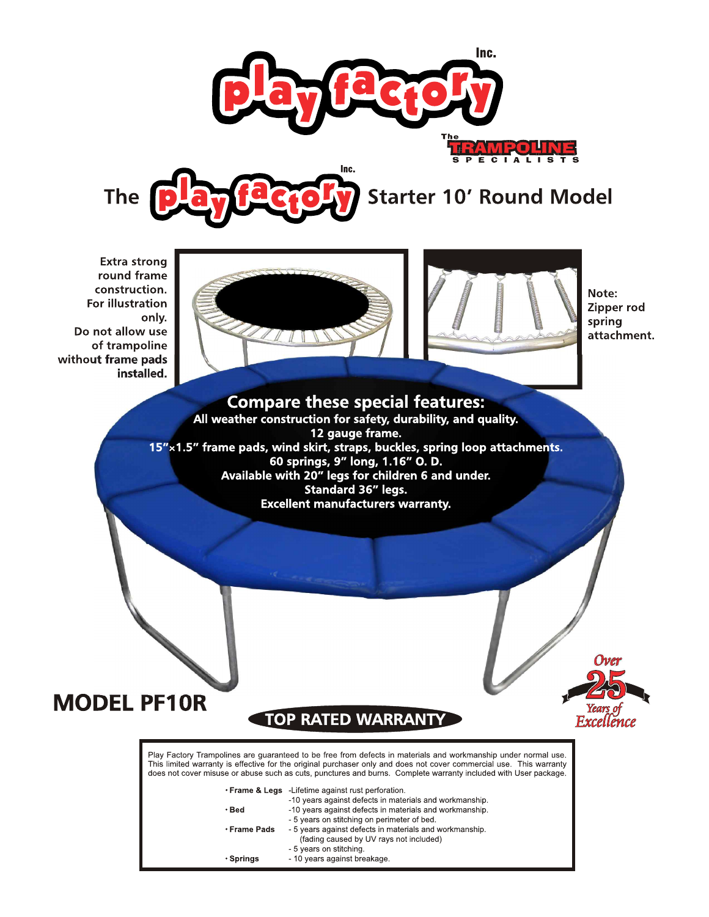# play factory Inc.

The TRAMPOLINE SPECIALISTS

## The play factory Inc. Starter 10' Round Model

Extra strong round frame construction. For illustration only. Do not allow use of trampoline without frame pads installed.

Note: Zipper rod spring attachment.

### Compare these special features:

**All weather construction for safety, durability, and quality.**
**12 gauge frame.**
**15"×1.5" frame pads, wind skirt, straps, buckles, spring loop attachments.**
**60 springs, 9" long, 1.16" O. D.**
**Available with 20" legs for children 6 and under.**
**Standard 36" legs.**
**Excellent manufacturers warranty.**

## MODEL PF10R

**TOP RATED WARRANTY**

Over 25 Years of Excellence

Play Factory Trampolines are guaranteed to be free from defects in materials and workmanship under normal use. This limited warranty is effective for the original purchaser only and does not cover commercial use. This warranty does not cover misuse or abuse such as cuts, punctures and burns. Complete warranty included with User package.

- **Frame & Legs**
  - Lifetime against rust perforation.
  - 10 years against defects in materials and workmanship.
- **Bed**
  - 10 years against defects in materials and workmanship.
  - 5 years on stitching on perimeter of bed.
- **Frame Pads**
  - 5 years against defects in materials and workmanship. (fading caused by UV rays not included)
  - 5 years on stitching.
- **Springs**
  - 10 years against breakage.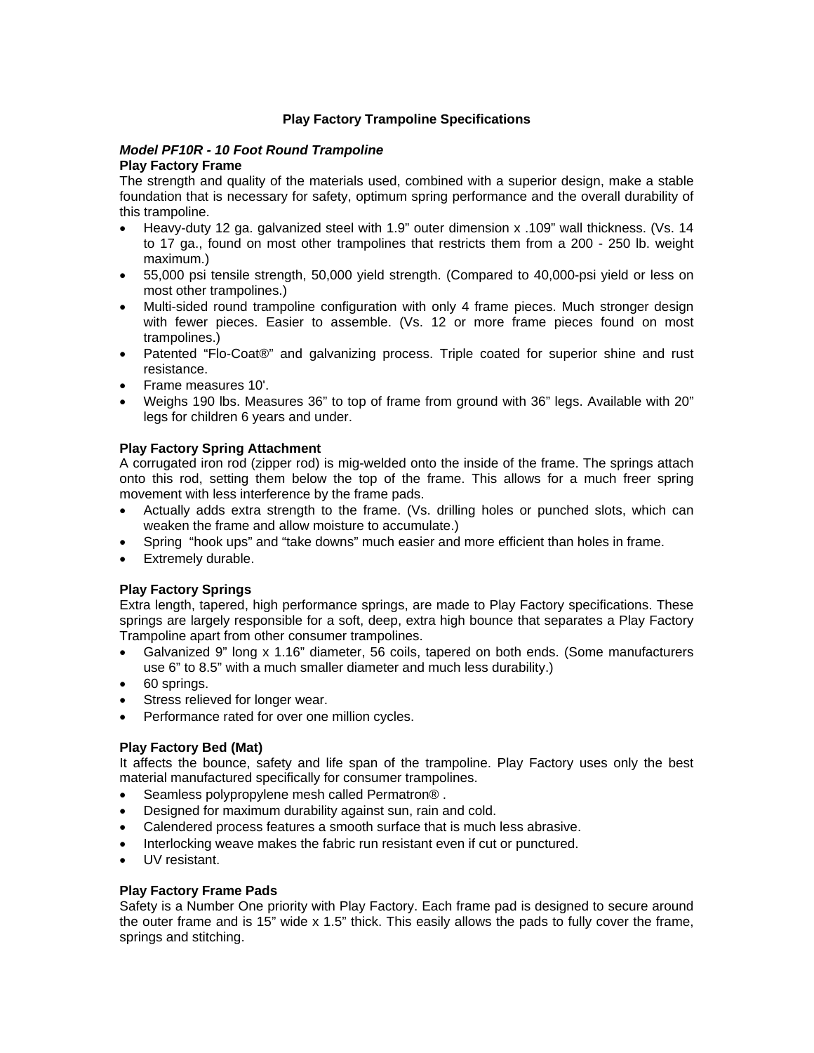# Play Factory Trampoline Specifications

## *Model PF10R - 10 Foot Round Trampoline*

### Play Factory Frame

The strength and quality of the materials used, combined with a superior design, make a stable foundation that is necessary for safety, optimum spring performance and the overall durability of this trampoline.

- Heavy-duty 12 ga. galvanized steel with 1.9” outer dimension x .109” wall thickness. (Vs. 14 to 17 ga., found on most other trampolines that restricts them from a 200 - 250 lb. weight maximum.)
- 55,000 psi tensile strength, 50,000 yield strength. (Compared to 40,000-psi yield or less on most other trampolines.)
- Multi-sided round trampoline configuration with only 4 frame pieces. Much stronger design with fewer pieces. Easier to assemble. (Vs. 12 or more frame pieces found on most trampolines.)
- Patented “Flo-Coat®” and galvanizing process. Triple coated for superior shine and rust resistance.
- Frame measures 10'.
- Weighs 190 lbs. Measures 36” to top of frame from ground with 36” legs. Available with 20” legs for children 6 years and under.

### Play Factory Spring Attachment

A corrugated iron rod (zipper rod) is mig-welded onto the inside of the frame. The springs attach onto this rod, setting them below the top of the frame. This allows for a much freer spring movement with less interference by the frame pads.

- Actually adds extra strength to the frame. (Vs. drilling holes or punched slots, which can weaken the frame and allow moisture to accumulate.)
- Spring “hook ups” and “take downs” much easier and more efficient than holes in frame.
- Extremely durable.

### Play Factory Springs

Extra length, tapered, high performance springs, are made to Play Factory specifications. These springs are largely responsible for a soft, deep, extra high bounce that separates a Play Factory Trampoline apart from other consumer trampolines.

- Galvanized 9” long x 1.16” diameter, 56 coils, tapered on both ends. (Some manufacturers use 6” to 8.5” with a much smaller diameter and much less durability.)
- 60 springs.
- Stress relieved for longer wear.
- Performance rated for over one million cycles.

### Play Factory Bed (Mat)

It affects the bounce, safety and life span of the trampoline. Play Factory uses only the best material manufactured specifically for consumer trampolines.

- Seamless polypropylene mesh called Permatron® .
- Designed for maximum durability against sun, rain and cold.
- Calendered process features a smooth surface that is much less abrasive.
- Interlocking weave makes the fabric run resistant even if cut or punctured.
- UV resistant.

### Play Factory Frame Pads

Safety is a Number One priority with Play Factory. Each frame pad is designed to secure around the outer frame and is 15” wide x 1.5” thick. This easily allows the pads to fully cover the frame, springs and stitching.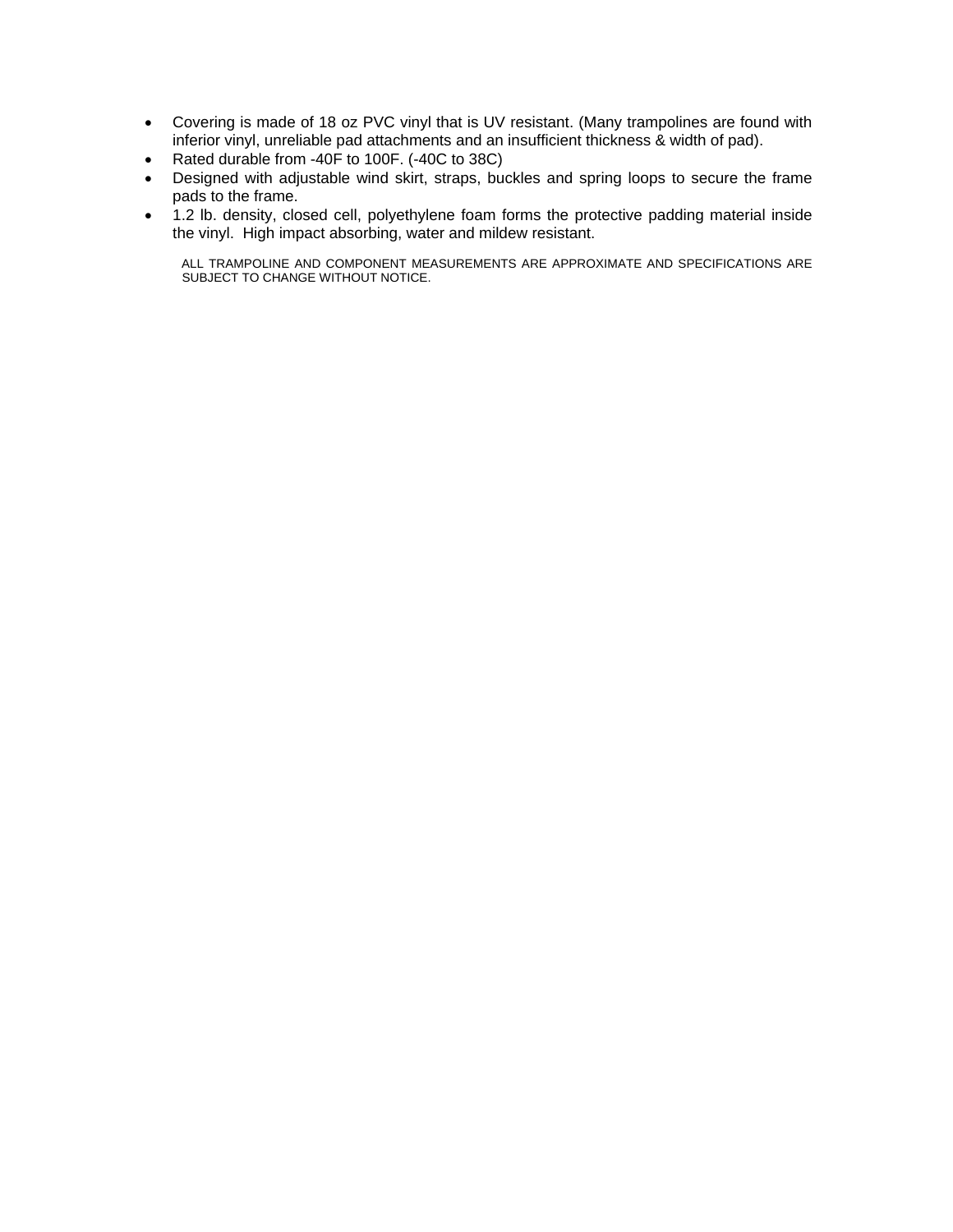- Covering is made of 18 oz PVC vinyl that is UV resistant. (Many trampolines are found with inferior vinyl, unreliable pad attachments and an insufficient thickness & width of pad).
- Rated durable from -40F to 100F. (-40C to 38C)
- Designed with adjustable wind skirt, straps, buckles and spring loops to secure the frame pads to the frame.
- 1.2 lb. density, closed cell, polyethylene foam forms the protective padding material inside the vinyl. High impact absorbing, water and mildew resistant.

ALL TRAMPOLINE AND COMPONENT MEASUREMENTS ARE APPROXIMATE AND SPECIFICATIONS ARE SUBJECT TO CHANGE WITHOUT NOTICE.